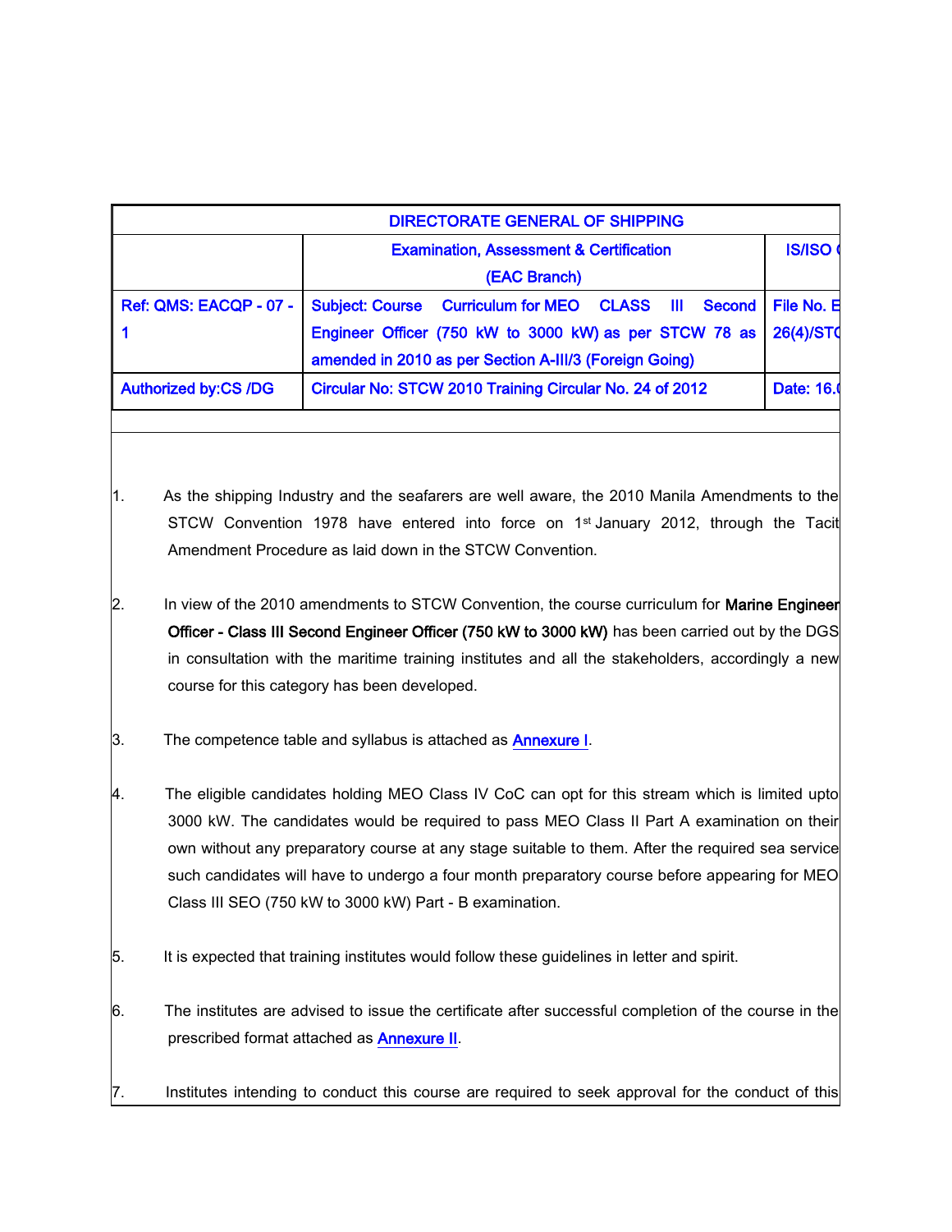| DIRECTORATE GENERAL OF SHIPPING | | |
|---|---|---|
| | Examination, Assessment & Certification (EAC Branch) | IS/ISO ( |
| Ref: QMS: EACQP - 07 - 1 | Subject: Course Curriculum for MEO CLASS III Second Engineer Officer (750 kW to 3000 kW) as per STCW 78 as amended in 2010 as per Section A-III/3 (Foreign Going) | File No. E 26(4)/STC |
| Authorized by:CS /DG | Circular No: STCW 2010 Training Circular No. 24 of 2012 | Date: 16.( |

1. As the shipping Industry and the seafarers are well aware, the 2010 Manila Amendments to the STCW Convention 1978 have entered into force on 1st January 2012, through the Tacit Amendment Procedure as laid down in the STCW Convention.

2. In view of the 2010 amendments to STCW Convention, the course curriculum for **Marine Engineer Officer - Class III Second Engineer Officer (750 kW to 3000 kW)** has been carried out by the DGS in consultation with the maritime training institutes and all the stakeholders, accordingly a new course for this category has been developed.

3. The competence table and syllabus is attached as Annexure I.

4. The eligible candidates holding MEO Class IV CoC can opt for this stream which is limited upto 3000 kW. The candidates would be required to pass MEO Class II Part A examination on their own without any preparatory course at any stage suitable to them. After the required sea service such candidates will have to undergo a four month preparatory course before appearing for MEO Class III SEO (750 kW to 3000 kW) Part - B examination.

5. It is expected that training institutes would follow these guidelines in letter and spirit.

6. The institutes are advised to issue the certificate after successful completion of the course in the prescribed format attached as Annexure II.

7. Institutes intending to conduct this course are required to seek approval for the conduct of this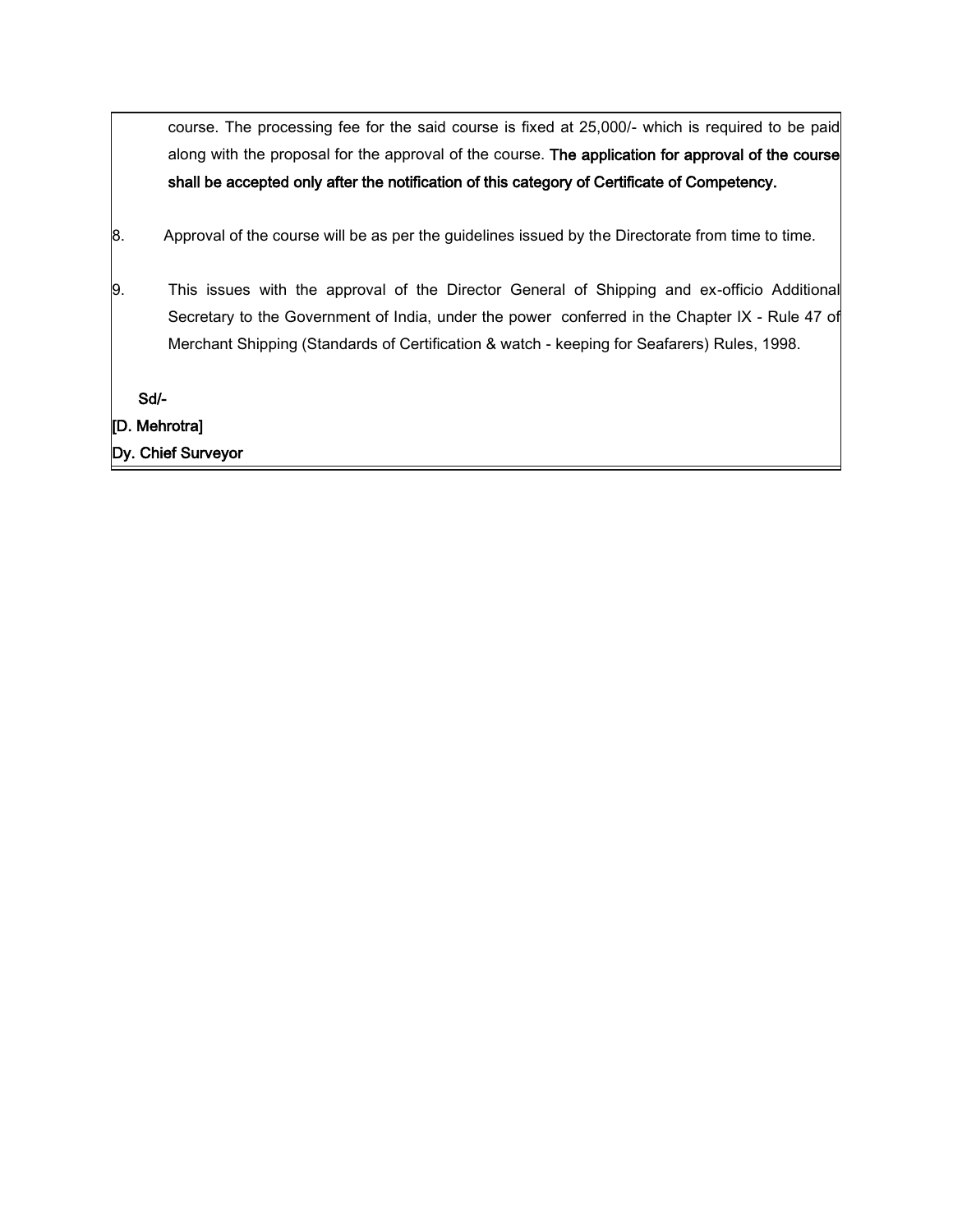course. The processing fee for the said course is fixed at 25,000/- which is required to be paid along with the proposal for the approval of the course. **The application for approval of the course shall be accepted only after the notification of this category of Certificate of Competency.**

8. Approval of the course will be as per the guidelines issued by the Directorate from time to time.

9. This issues with the approval of the Director General of Shipping and ex-officio Additional Secretary to the Government of India, under the power conferred in the Chapter IX - Rule 47 of Merchant Shipping (Standards of Certification & watch - keeping for Seafarers) Rules, 1998.

**Sd/-**

**[D. Mehrotra]**

**Dy. Chief Surveyor**